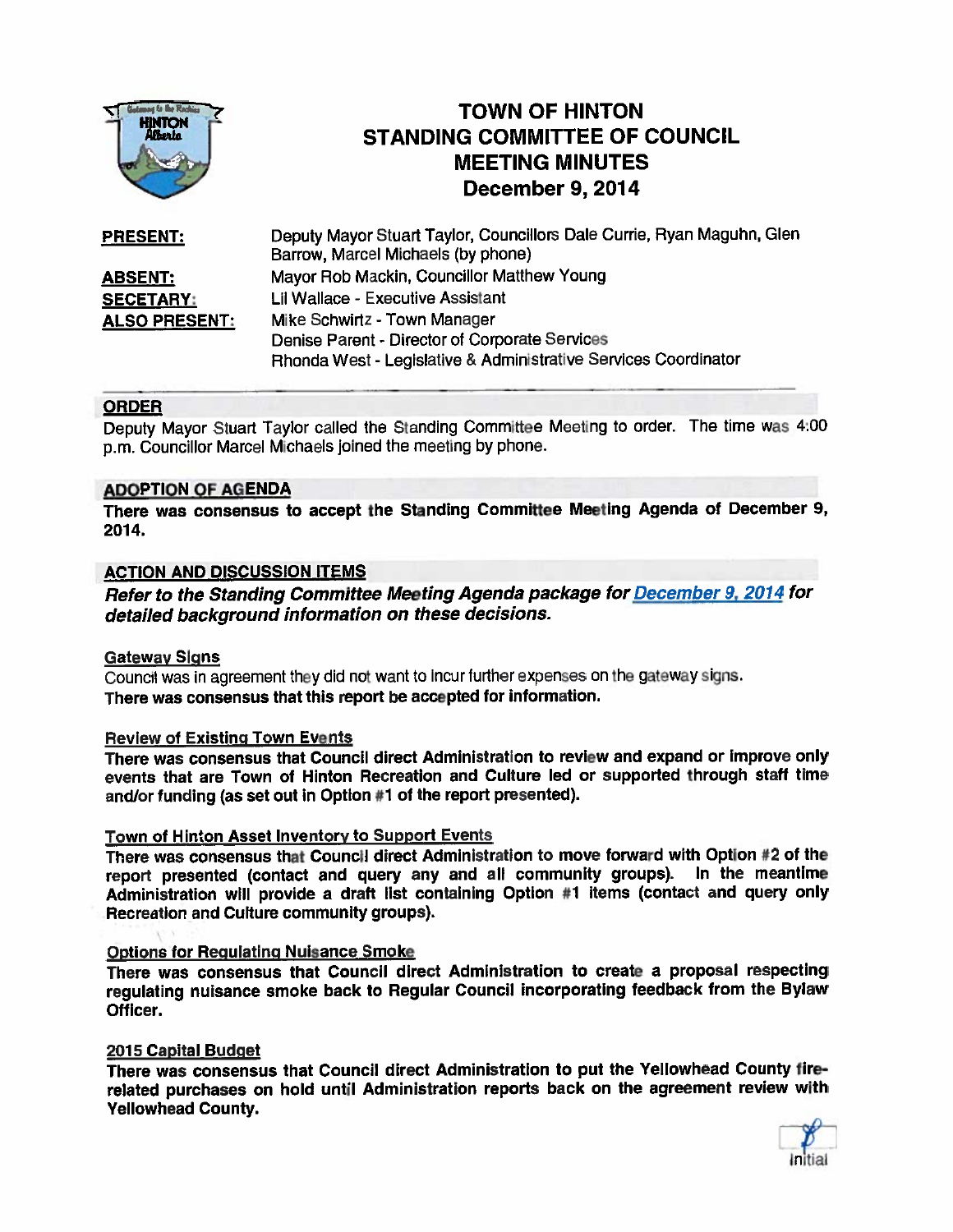# TOWN OF HINTON
## STANDING COMMITTEE OF COUNCIL
## MEETING MINUTES
## December 9, 2014

**PRESENT:** Deputy Mayor Stuart Taylor, Councillors Dale Currie, Ryan Maguhn, Glen Barrow, Marcel Michaels (by phone)

**ABSENT:** Mayor Rob Mackin, Councillor Matthew Young

**SECETARY:** Lil Wallace - Executive Assistant

**ALSO PRESENT:** Mike Schwirtz - Town Manager
Denise Parent - Director of Corporate Services
Rhonda West - Legislative & Administrative Services Coordinator

---

### ORDER

Deputy Mayor Stuart Taylor called the Standing Committee Meeting to order. The time was 4:00 p.m. Councillor Marcel Michaels joined the meeting by phone.

### ADOPTION OF AGENDA

**There was consensus to accept the Standing Committee Meeting Agenda of December 9, 2014.**

### ACTION AND DISCUSSION ITEMS

***Refer to the Standing Committee Meeting Agenda package for December 9, 2014 for detailed background information on these decisions.***

#### Gateway Signs

Council was in agreement they did not want to incur further expenses on the gateway signs.
**There was consensus that this report be accepted for information.**

#### Review of Existing Town Events

**There was consensus that Council direct Administration to review and expand or improve only events that are Town of Hinton Recreation and Culture led or supported through staff time and/or funding (as set out in Option #1 of the report presented).**

#### Town of Hinton Asset Inventory to Support Events

**There was consensus that Council direct Administration to move forward with Option #2 of the report presented (contact and query any and all community groups). In the meantime Administration will provide a draft list containing Option #1 items (contact and query only Recreation and Culture community groups).**

#### Options for Regulating Nuisance Smoke

**There was consensus that Council direct Administration to create a proposal respecting regulating nuisance smoke back to Regular Council incorporating feedback from the Bylaw Officer.**

#### 2015 Capital Budget

**There was consensus that Council direct Administration to put the Yellowhead County fire-related purchases on hold until Administration reports back on the agreement review with Yellowhead County.**

Initial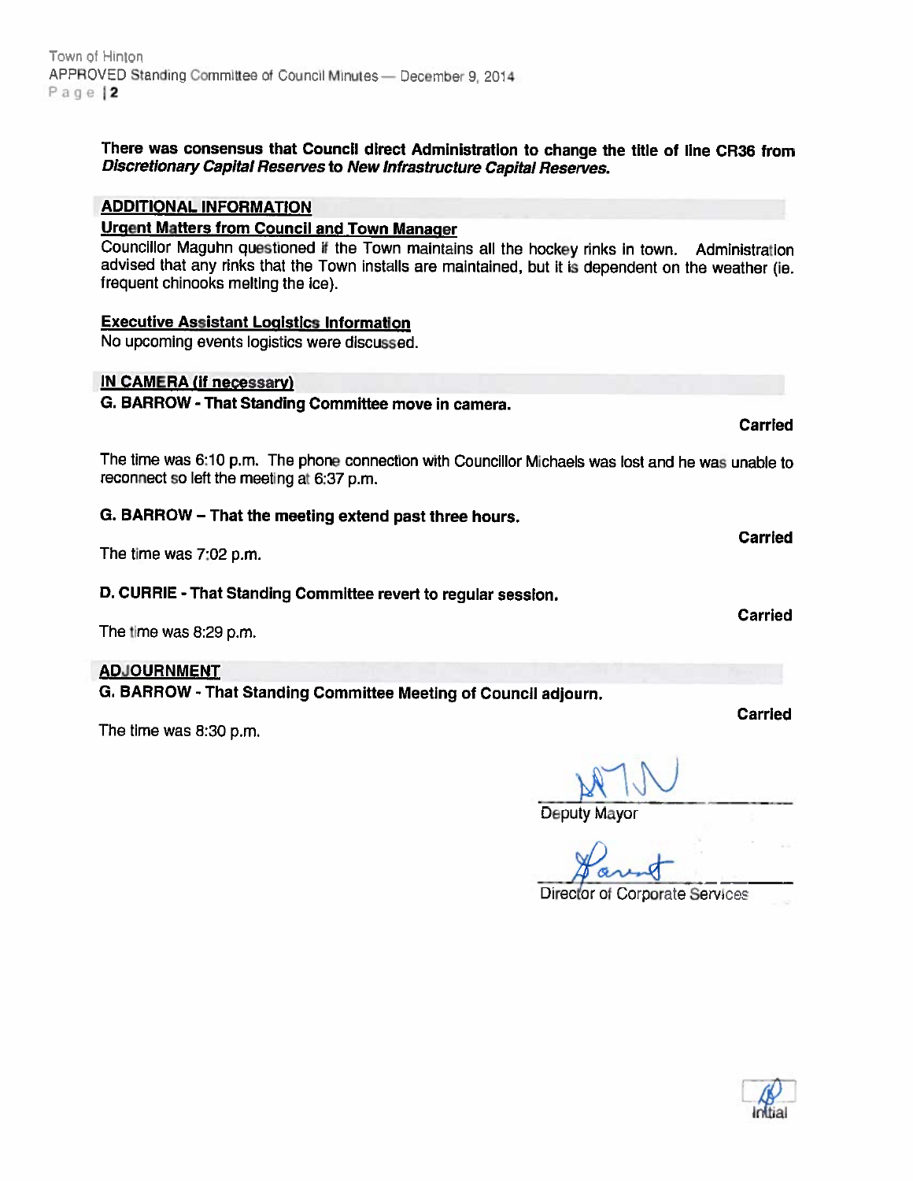**There was consensus that Council direct Administration to change the title of line CR36 from *Discretionary Capital Reserves* to *New Infrastructure Capital Reserves*.**

## ADDITIONAL INFORMATION

### Urgent Matters from Council and Town Manager

Councillor Maguhn questioned if the Town maintains all the hockey rinks in town. Administration advised that any rinks that the Town installs are maintained, but it is dependent on the weather (ie. frequent chinooks melting the ice).

### Executive Assistant Logistics Information

No upcoming events logistics were discussed.

## IN CAMERA (if necessary)

**G. BARROW - That Standing Committee move in camera.**

**Carried**

The time was 6:10 p.m. The phone connection with Councillor Michaels was lost and he was unable to reconnect so left the meeting at 6:37 p.m.

**G. BARROW – That the meeting extend past three hours.**

**Carried**

The time was 7:02 p.m.

**D. CURRIE - That Standing Committee revert to regular session.**

**Carried**

The time was 8:29 p.m.

## ADJOURNMENT

**G. BARROW - That Standing Committee Meeting of Council adjourn.**

**Carried**

The time was 8:30 p.m.

Deputy Mayor

Director of Corporate Services

Initial